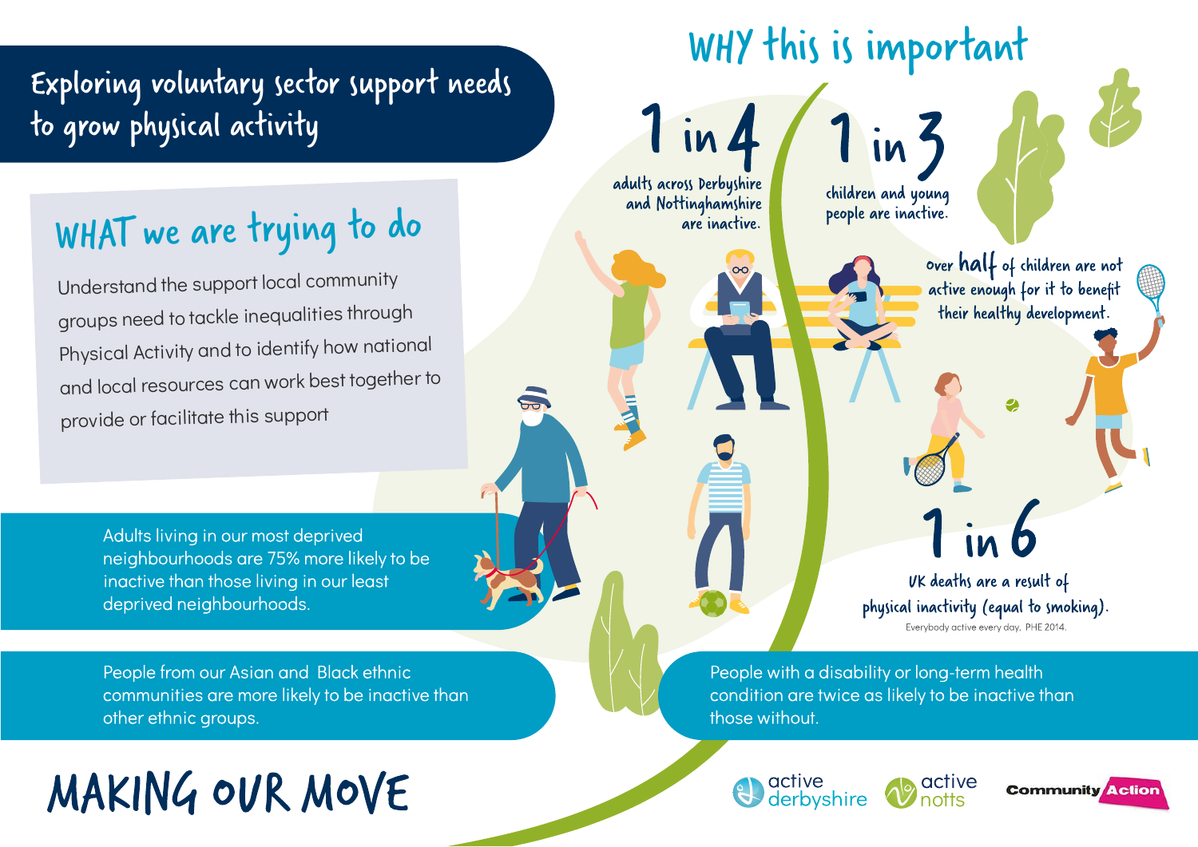# Exploring voluntary sector support needs to grow physical activity

## WHAT we are trying to do

Understand the support local community groups need to tackle inequalities through Physical Activity and to identify how national and local resources can work best together to provide or facilitate this support

## WHY this is important

**1 in 4** adults across Derbyshire and Nottinghamshire are inactive.

**1 in 3** children and young people are inactive.

Over **half** of children are not active enough for it to benefit their healthy development.

**1 in 6** UK deaths are a result of physical inactivity (equal to smoking).

Everybody active every day, PHE 2014.

Adults living in our most deprived neighbourhoods are 75% more likely to be inactive than those living in our least deprived neighbourhoods.

People from our Asian and Black ethnic communities are more likely to be inactive than other ethnic groups.

People with a disability or long-term health condition are twice as likely to be inactive than those without.

# MAKING OUR MOVE

active derbyshire | active notts | Community Action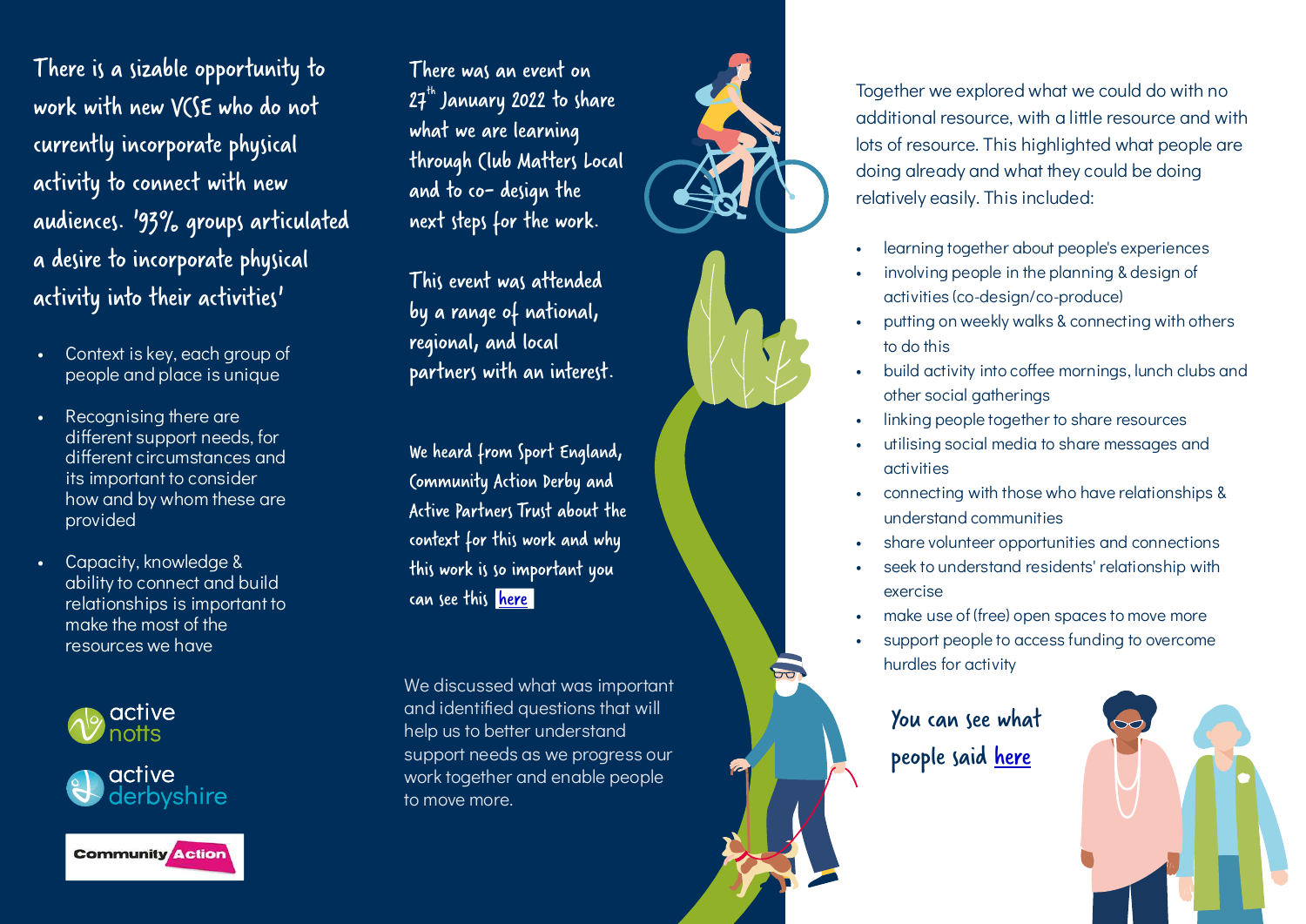There is a sizable opportunity to work with new VCSE who do not currently incorporate physical activity to connect with new audiences. '93% groups articulated a desire to incorporate physical activity into their activities'

- Context is key, each group of people and place is unique
- Recognising there are different support needs, for different circumstances and its important to consider how and by whom these are provided
- Capacity, knowledge & ability to connect and build relationships is important to make the most of the resources we have

active notts

active derbyshire

Community Action

There was an event on 27th January 2022 to share what we are learning through Club Matters Local and to co- design the next steps for the work.

This event was attended by a range of national, regional, and local partners with an interest.

We heard from Sport England, Community Action Derby and Active Partners Trust about the context for this work and why this work is so important you can see this here

We discussed what was important and identified questions that will help us to better understand support needs as we progress our work together and enable people to move more.

Together we explored what we could do with no additional resource, with a little resource and with lots of resource. This highlighted what people are doing already and what they could be doing relatively easily. This included:

- learning together about people's experiences
- involving people in the planning & design of activities (co-design/co-produce)
- putting on weekly walks & connecting with others to do this
- build activity into coffee mornings, lunch clubs and other social gatherings
- linking people together to share resources
- utilising social media to share messages and activities
- connecting with those who have relationships & understand communities
- share volunteer opportunities and connections
- seek to understand residents' relationship with exercise
- make use of (free) open spaces to move more
- support people to access funding to overcome hurdles for activity

You can see what people said here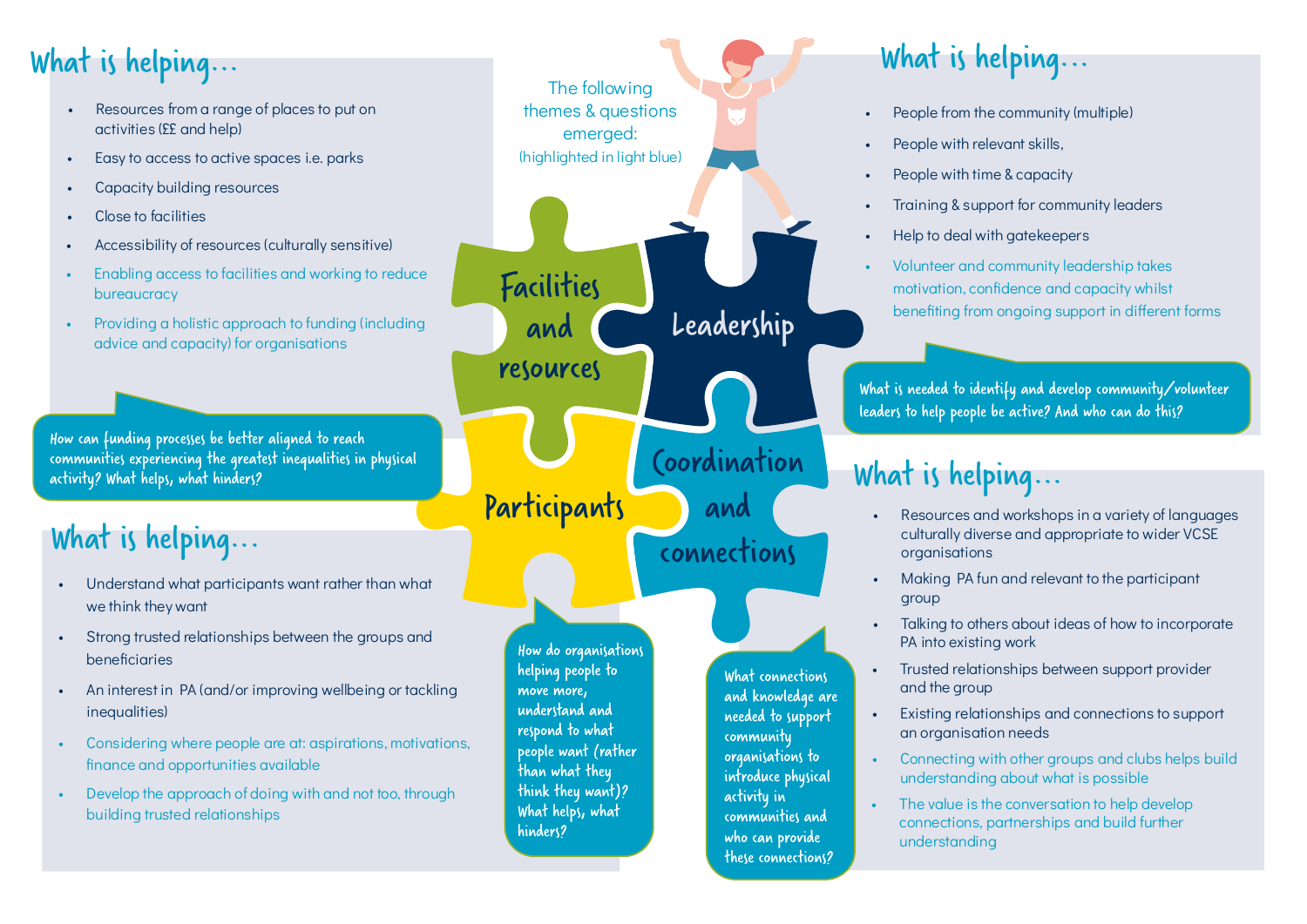The following themes & questions emerged: (highlighted in light blue)

## Facilities and resources

### What is helping...

- Resources from a range of places to put on activities (££ and help)
- Easy to access to active spaces i.e. parks
- Capacity building resources
- Close to facilities
- Accessibility of resources (culturally sensitive)
- Enabling access to facilities and working to reduce bureaucracy
- Providing a holistic approach to funding (including advice and capacity) for organisations

How can funding processes be better aligned to reach communities experiencing the greatest inequalities in physical activity? What helps, what hinders?

## Leadership

### What is helping...

- People from the community (multiple)
- People with relevant skills,
- People with time & capacity
- Training & support for community leaders
- Help to deal with gatekeepers
- Volunteer and community leadership takes motivation, confidence and capacity whilst benefiting from ongoing support in different forms

What is needed to identify and develop community/volunteer leaders to help people be active? And who can do this?

## Participants

### What is helping...

- Understand what participants want rather than what we think they want
- Strong trusted relationships between the groups and beneficiaries
- An interest in PA (and/or improving wellbeing or tackling inequalities)
- Considering where people are at: aspirations, motivations, finance and opportunities available
- Develop the approach of doing with and not too, through building trusted relationships

How do organisations helping people to move more, understand and respond to what people want (rather than what they think they want)? What helps, what hinders?

## Coordination and connections

### What is helping...

- Resources and workshops in a variety of languages culturally diverse and appropriate to wider VCSE organisations
- Making PA fun and relevant to the participant group
- Talking to others about ideas of how to incorporate PA into existing work
- Trusted relationships between support provider and the group
- Existing relationships and connections to support an organisation needs
- Connecting with other groups and clubs helps build understanding about what is possible
- The value is the conversation to help develop connections, partnerships and build further understanding

What connections and knowledge are needed to support community organisations to introduce physical activity in communities and who can provide these connections?